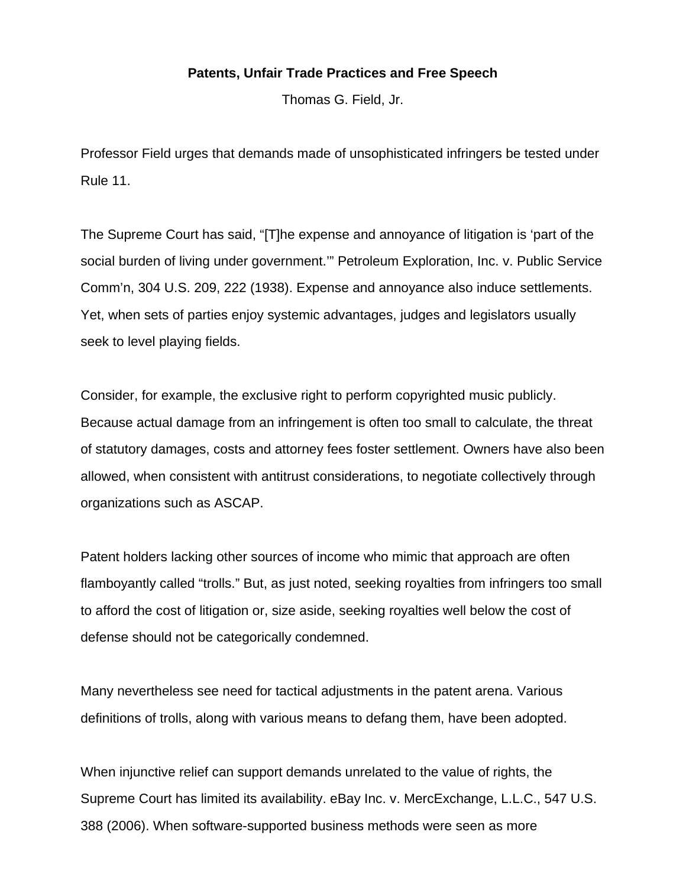# Patents, Unfair Trade Practices and Free Speech

Thomas G. Field, Jr.

Professor Field urges that demands made of unsophisticated infringers be tested under Rule 11.

The Supreme Court has said, "[T]he expense and annoyance of litigation is 'part of the social burden of living under government.'" Petroleum Exploration, Inc. v. Public Service Comm'n, 304 U.S. 209, 222 (1938). Expense and annoyance also induce settlements. Yet, when sets of parties enjoy systemic advantages, judges and legislators usually seek to level playing fields.

Consider, for example, the exclusive right to perform copyrighted music publicly. Because actual damage from an infringement is often too small to calculate, the threat of statutory damages, costs and attorney fees foster settlement. Owners have also been allowed, when consistent with antitrust considerations, to negotiate collectively through organizations such as ASCAP.

Patent holders lacking other sources of income who mimic that approach are often flamboyantly called "trolls." But, as just noted, seeking royalties from infringers too small to afford the cost of litigation or, size aside, seeking royalties well below the cost of defense should not be categorically condemned.

Many nevertheless see need for tactical adjustments in the patent arena. Various definitions of trolls, along with various means to defang them, have been adopted.

When injunctive relief can support demands unrelated to the value of rights, the Supreme Court has limited its availability. eBay Inc. v. MercExchange, L.L.C., 547 U.S. 388 (2006). When software-supported business methods were seen as more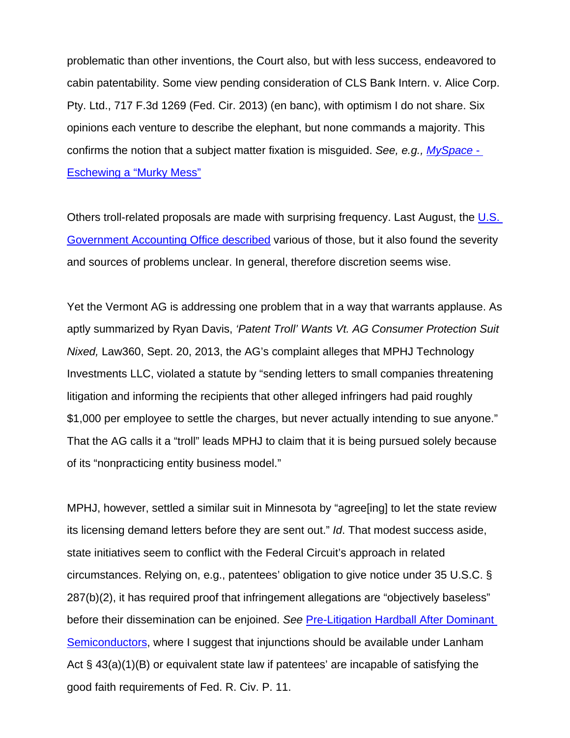problematic than other inventions, the Court also, but with less success, endeavored to cabin patentability. Some view pending consideration of CLS Bank Intern. v. Alice Corp. Pty. Ltd., 717 F.3d 1269 (Fed. Cir. 2013) (en banc), with optimism I do not share. Six opinions each venture to describe the elephant, but none commands a majority. This confirms the notion that a subject matter fixation is misguided. *See, e.g.,* *MySpace -* Eschewing a "Murky Mess"

Others troll-related proposals are made with surprising frequency. Last August, the U.S. Government Accounting Office described various of those, but it also found the severity and sources of problems unclear. In general, therefore discretion seems wise.

Yet the Vermont AG is addressing one problem that in a way that warrants applause. As aptly summarized by Ryan Davis, *'Patent Troll' Wants Vt. AG Consumer Protection Suit Nixed,* Law360, Sept. 20, 2013, the AG's complaint alleges that MPHJ Technology Investments LLC, violated a statute by "sending letters to small companies threatening litigation and informing the recipients that other alleged infringers had paid roughly $1,000 per employee to settle the charges, but never actually intending to sue anyone." That the AG calls it a "troll" leads MPHJ to claim that it is being pursued solely because of its "nonpracticing entity business model."

MPHJ, however, settled a similar suit in Minnesota by "agree[ing] to let the state review its licensing demand letters before they are sent out." *Id.* That modest success aside, state initiatives seem to conflict with the Federal Circuit's approach in related circumstances. Relying on, e.g., patentees' obligation to give notice under 35 U.S.C. § 287(b)(2), it has required proof that infringement allegations are "objectively baseless" before their dissemination can be enjoined. *See* Pre-Litigation Hardball After Dominant Semiconductors, where I suggest that injunctions should be available under Lanham Act § 43(a)(1)(B) or equivalent state law if patentees' are incapable of satisfying the good faith requirements of Fed. R. Civ. P. 11.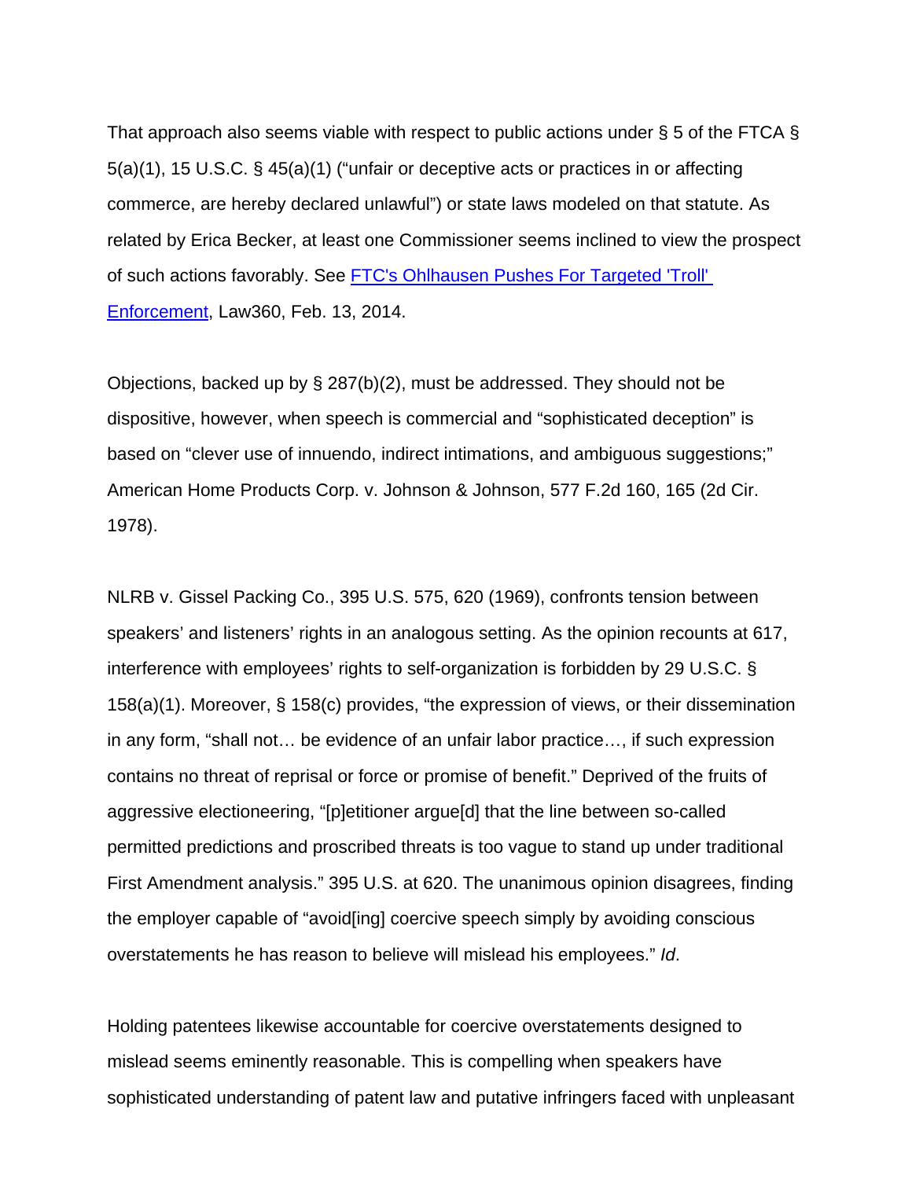That approach also seems viable with respect to public actions under § 5 of the FTCA § 5(a)(1), 15 U.S.C. § 45(a)(1) ("unfair or deceptive acts or practices in or affecting commerce, are hereby declared unlawful") or state laws modeled on that statute. As related by Erica Becker, at least one Commissioner seems inclined to view the prospect of such actions favorably. See [FTC's Ohlhausen Pushes For Targeted 'Troll' Enforcement](), Law360, Feb. 13, 2014.

Objections, backed up by § 287(b)(2), must be addressed. They should not be dispositive, however, when speech is commercial and "sophisticated deception" is based on "clever use of innuendo, indirect intimations, and ambiguous suggestions;" American Home Products Corp. v. Johnson & Johnson, 577 F.2d 160, 165 (2d Cir. 1978).

NLRB v. Gissel Packing Co., 395 U.S. 575, 620 (1969), confronts tension between speakers' and listeners' rights in an analogous setting. As the opinion recounts at 617, interference with employees' rights to self-organization is forbidden by 29 U.S.C. § 158(a)(1). Moreover, § 158(c) provides, "the expression of views, or their dissemination in any form, "shall not… be evidence of an unfair labor practice…, if such expression contains no threat of reprisal or force or promise of benefit." Deprived of the fruits of aggressive electioneering, "[p]etitioner argue[d] that the line between so-called permitted predictions and proscribed threats is too vague to stand up under traditional First Amendment analysis." 395 U.S. at 620. The unanimous opinion disagrees, finding the employer capable of "avoid[ing] coercive speech simply by avoiding conscious overstatements he has reason to believe will mislead his employees." *Id*.

Holding patentees likewise accountable for coercive overstatements designed to mislead seems eminently reasonable. This is compelling when speakers have sophisticated understanding of patent law and putative infringers faced with unpleasant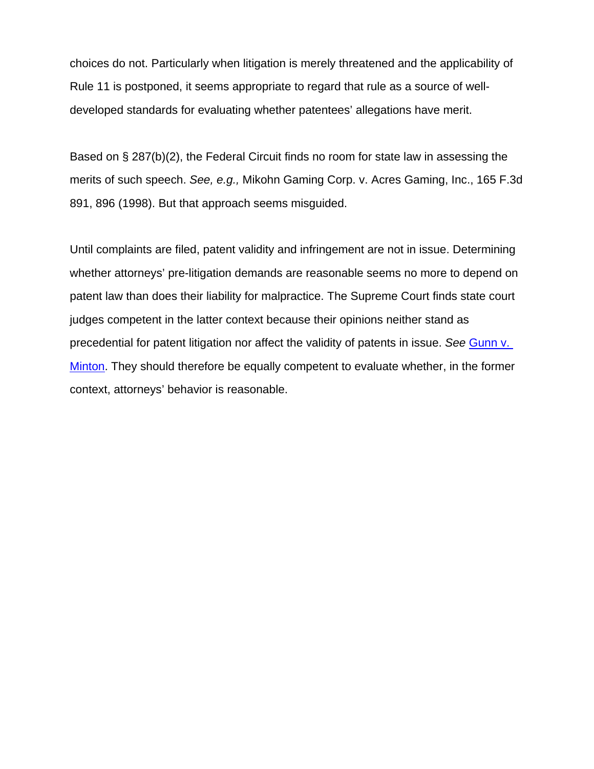choices do not. Particularly when litigation is merely threatened and the applicability of Rule 11 is postponed, it seems appropriate to regard that rule as a source of well-developed standards for evaluating whether patentees' allegations have merit.

Based on § 287(b)(2), the Federal Circuit finds no room for state law in assessing the merits of such speech. *See, e.g.,* Mikohn Gaming Corp. v. Acres Gaming, Inc., 165 F.3d 891, 896 (1998). But that approach seems misguided.

Until complaints are filed, patent validity and infringement are not in issue. Determining whether attorneys' pre-litigation demands are reasonable seems no more to depend on patent law than does their liability for malpractice. The Supreme Court finds state court judges competent in the latter context because their opinions neither stand as precedential for patent litigation nor affect the validity of patents in issue. *See* Gunn v. Minton. They should therefore be equally competent to evaluate whether, in the former context, attorneys' behavior is reasonable.